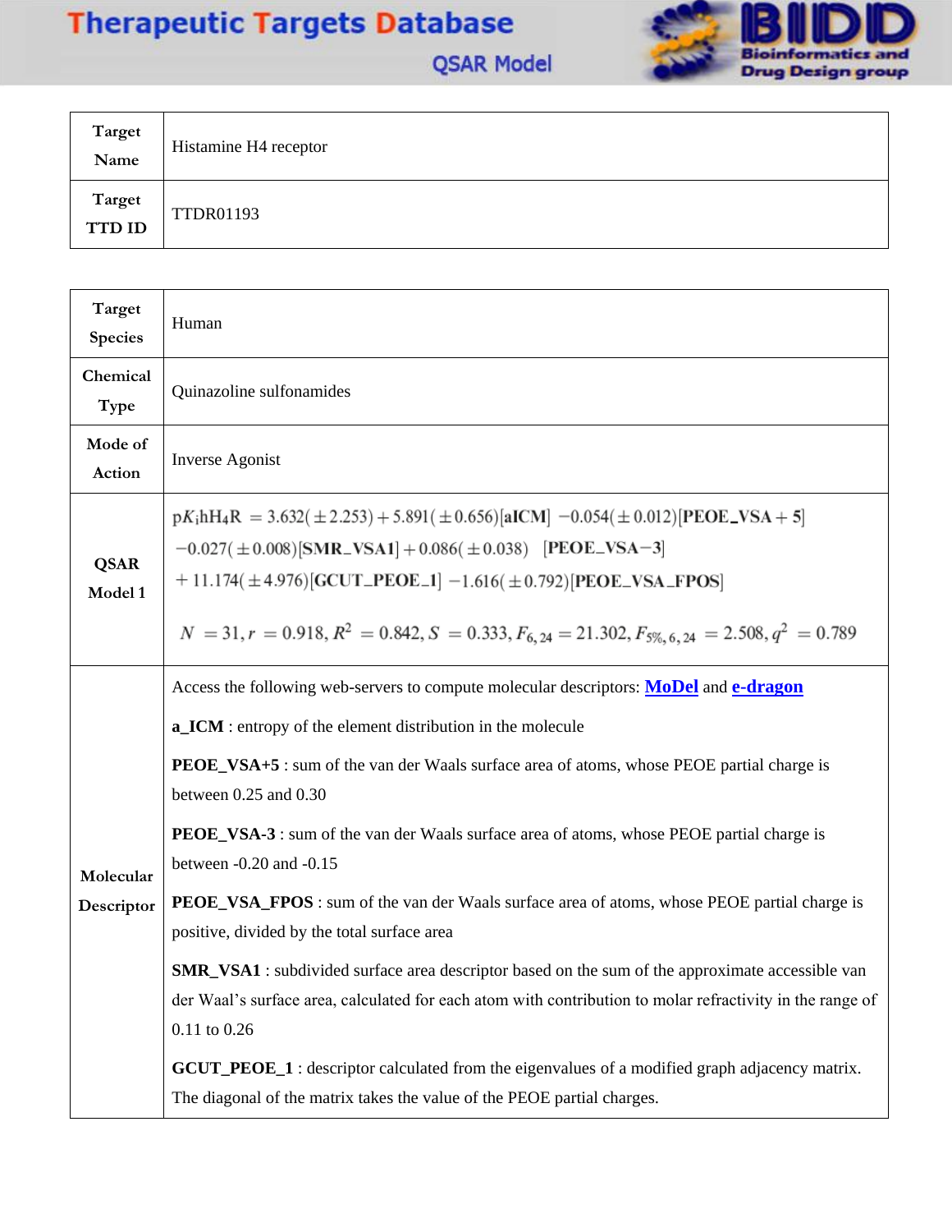# Therapeutic Targets Database

## QSAR Model

| Target Name | Histamine H4 receptor |
|---|---|
| Target TTD ID | TTDR01193 |

| Target Species | Human |
|---|---|
| Chemical Type | Quinazoline sulfonamides |
| Mode of Action | Inverse Agonist |
| QSAR Model 1 | $pK_i hH_4R = 3.632(\pm 2.253) + 5.891(\pm 0.656)[\mathbf{aICM}] - 0.054(\pm 0.012)[\mathbf{PEOE\_VSA+5}] - 0.027(\pm 0.008)[\mathbf{SMR\_VSA1}] + 0.086(\pm 0.038)[\mathbf{PEOE\_VSA-3}] + 11.174(\pm 4.976)[\mathbf{GCUT\_PEOE\_1}] - 1.616(\pm 0.792)[\mathbf{PEOE\_VSA\_FPOS}]$ <br><br> $N = 31, r = 0.918, R^2 = 0.842, S = 0.333, F_{6,24} = 21.302, F_{5\%,6,24} = 2.508, q^2 = 0.789$ |
| Molecular Descriptor | Access the following web-servers to compute molecular descriptors: **MoDel** and **e-dragon** <br><br> **a_ICM** : entropy of the element distribution in the molecule <br><br> **PEOE_VSA+5** : sum of the van der Waals surface area of atoms, whose PEOE partial charge is between 0.25 and 0.30 <br><br> **PEOE_VSA-3** : sum of the van der Waals surface area of atoms, whose PEOE partial charge is between -0.20 and -0.15 <br><br> **PEOE_VSA_FPOS** : sum of the van der Waals surface area of atoms, whose PEOE partial charge is positive, divided by the total surface area <br><br> **SMR_VSA1** : subdivided surface area descriptor based on the sum of the approximate accessible van der Waal's surface area, calculated for each atom with contribution to molar refractivity in the range of 0.11 to 0.26 <br><br> **GCUT_PEOE_1** : descriptor calculated from the eigenvalues of a modified graph adjacency matrix. The diagonal of the matrix takes the value of the PEOE partial charges. |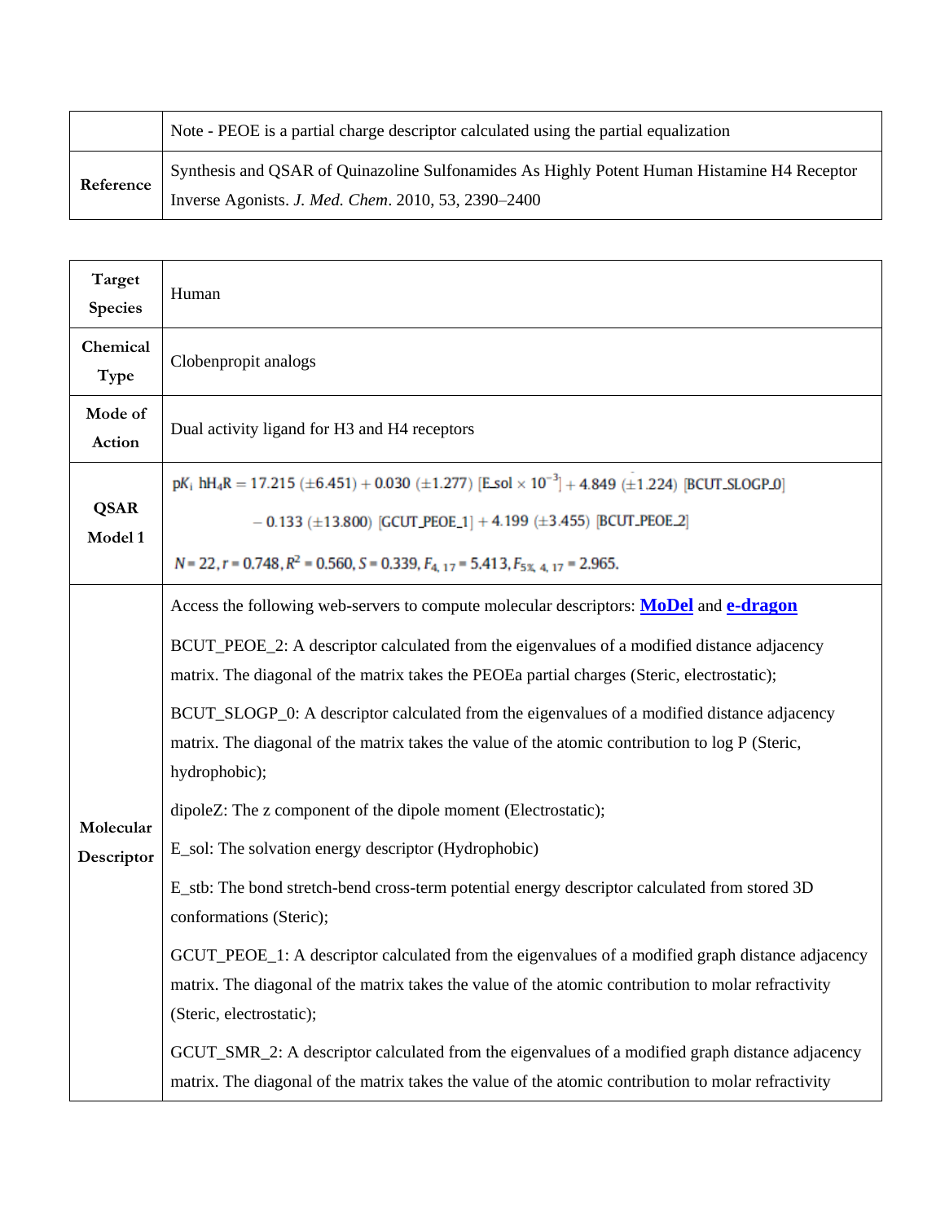|  | Note - PEOE is a partial charge descriptor calculated using the partial equalization |
|---|---|
| **Reference** | Synthesis and QSAR of Quinazoline Sulfonamides As Highly Potent Human Histamine H4 Receptor Inverse Agonists. *J. Med. Chem*. 2010, 53, 2390–2400 |

| **Target Species** | Human |
|---|---|
| **Chemical Type** | Clobenpropit analogs |
| **Mode of Action** | Dual activity ligand for H3 and H4 receptors |
| **QSAR Model 1** | $pK_i\ hH_4R = 17.215\ (\pm 6.451) + 0.030\ (\pm 1.277)\ [E\_sol \times 10^{-3}] + 4.849\ (\pm 1.224)\ [BCUT\_SLOGP\_0] - 0.133\ (\pm 13.800)\ [GCUT\_PEOE\_1] + 4.199\ (\pm 3.455)\ [BCUT\_PEOE\_2]$ <br> $N = 22, r = 0.748, R^2 = 0.560, S = 0.339, F_{4, 17} = 5.413, F_{5\%, 4, 17} = 2.965.$ |
| **Molecular Descriptor** | Access the following web-servers to compute molecular descriptors: **MoDel** and **e-dragon** <br><br> BCUT_PEOE_2: A descriptor calculated from the eigenvalues of a modified distance adjacency matrix. The diagonal of the matrix takes the PEOEa partial charges (Steric, electrostatic); <br><br> BCUT_SLOGP_0: A descriptor calculated from the eigenvalues of a modified distance adjacency matrix. The diagonal of the matrix takes the value of the atomic contribution to log P (Steric, hydrophobic); <br><br> dipoleZ: The z component of the dipole moment (Electrostatic); <br><br> E_sol: The solvation energy descriptor (Hydrophobic) <br><br> E_stb: The bond stretch-bend cross-term potential energy descriptor calculated from stored 3D conformations (Steric); <br><br> GCUT_PEOE_1: A descriptor calculated from the eigenvalues of a modified graph distance adjacency matrix. The diagonal of the matrix takes the value of the atomic contribution to molar refractivity (Steric, electrostatic); <br><br> GCUT_SMR_2: A descriptor calculated from the eigenvalues of a modified graph distance adjacency matrix. The diagonal of the matrix takes the value of the atomic contribution to molar refractivity |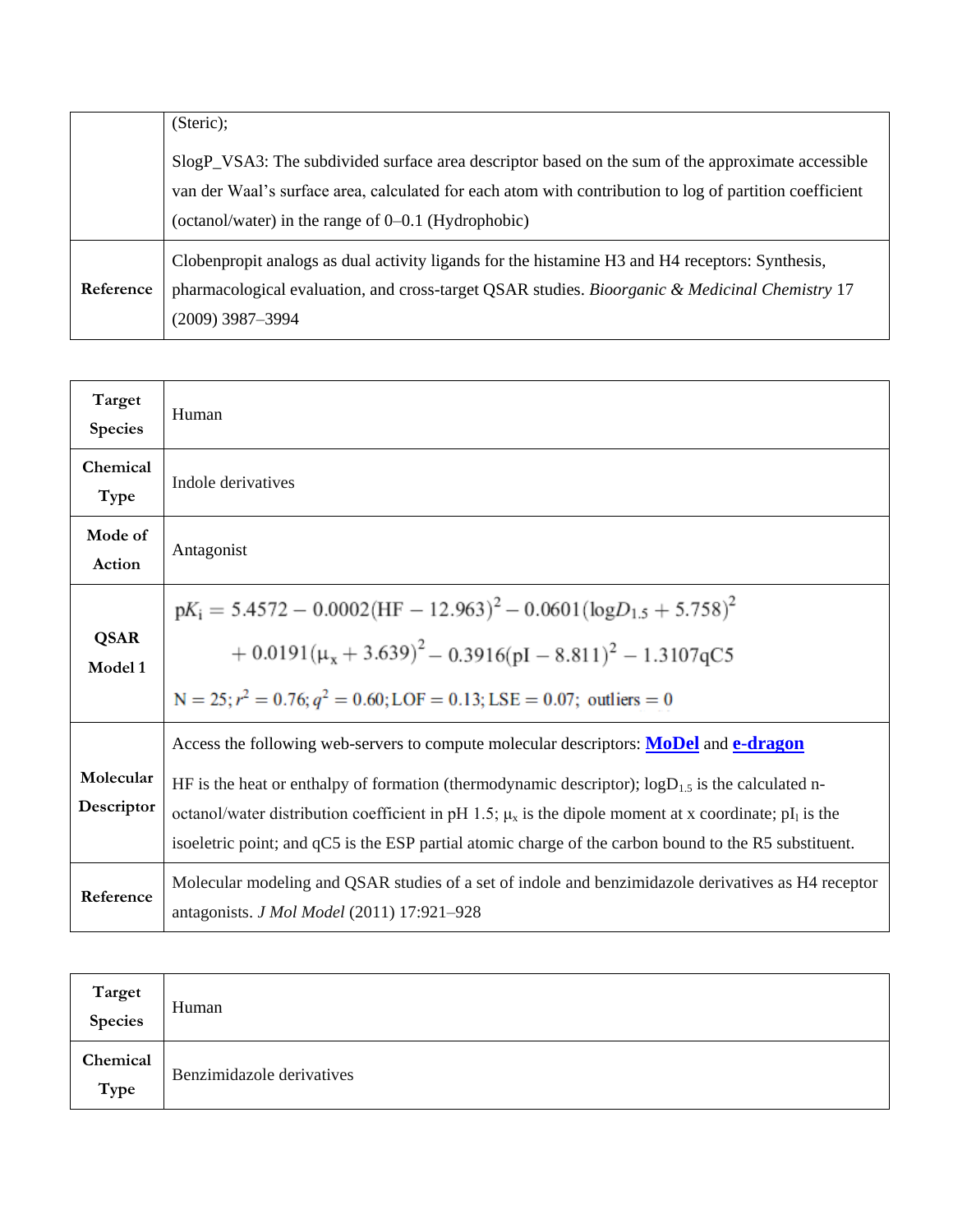| | |
|---|---|
| | (Steric);<br><br>SlogP_VSA3: The subdivided surface area descriptor based on the sum of the approximate accessible van der Waal's surface area, calculated for each atom with contribution to log of partition coefficient (octanol/water) in the range of 0–0.1 (Hydrophobic) |
| **Reference** | Clobenpropit analogs as dual activity ligands for the histamine H3 and H4 receptors: Synthesis, pharmacological evaluation, and cross-target QSAR studies. *Bioorganic & Medicinal Chemistry* 17 (2009) 3987–3994 |

| | |
|---|---|
| **Target Species** | Human |
| **Chemical Type** | Indole derivatives |
| **Mode of Action** | Antagonist |
| **QSAR Model 1** | $pK_i = 5.4572 - 0.0002(\mathrm{HF} - 12.963)^2 - 0.0601(\log D_{1.5} + 5.758)^2 + 0.0191(\mu_x + 3.639)^2 - 0.3916(\mathrm{pI} - 8.811)^2 - 1.3107\mathrm{qC5}$<br><br>$N = 25; r^2 = 0.76; q^2 = 0.60; \mathrm{LOF} = 0.13; \mathrm{LSE} = 0.07;$ outliers $= 0$ |
| **Molecular Descriptor** | Access the following web-servers to compute molecular descriptors: **MoDel** and **e-dragon**<br><br>HF is the heat or enthalpy of formation (thermodynamic descriptor); $\log D_{1.5}$ is the calculated n-octanol/water distribution coefficient in pH 1.5; $\mu_x$ is the dipole moment at x coordinate; $pI_I$ is the isoeletric point; and qC5 is the ESP partial atomic charge of the carbon bound to the R5 substituent. |
| **Reference** | Molecular modeling and QSAR studies of a set of indole and benzimidazole derivatives as H4 receptor antagonists. *J Mol Model* (2011) 17:921–928 |

| | |
|---|---|
| **Target Species** | Human |
| **Chemical Type** | Benzimidazole derivatives |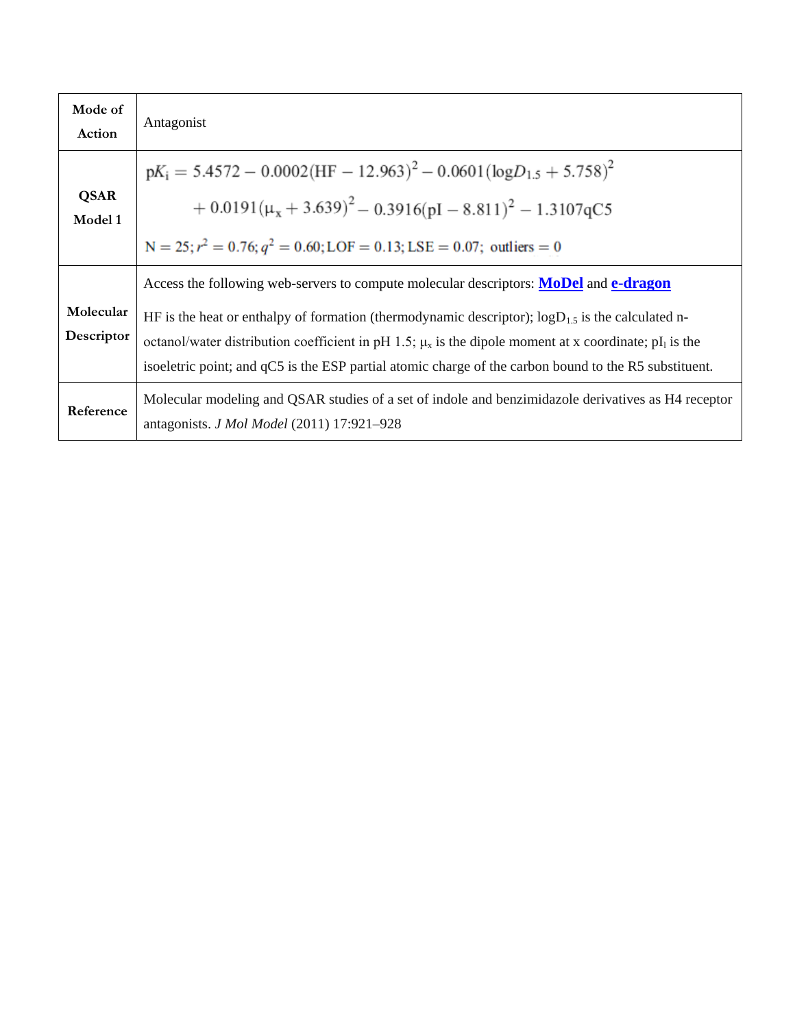| | |
|---|---|
| **Mode of Action** | Antagonist |
| **QSAR Model 1** | $\mathrm{p}K_\mathrm{i} = 5.4572 - 0.0002(\mathrm{HF} - 12.963)^2 - 0.0601(\log D_{1.5} + 5.758)^2 + 0.0191(\mu_x + 3.639)^2 - 0.3916(\mathrm{pI} - 8.811)^2 - 1.3107\mathrm{qC5}$ <br> $N = 25; r^2 = 0.76; q^2 = 0.60; \mathrm{LOF} = 0.13; \mathrm{LSE} = 0.07;$ outliers $= 0$ |
| **Molecular Descriptor** | Access the following web-servers to compute molecular descriptors: **MoDel** and **e-dragon** <br> HF is the heat or enthalpy of formation (thermodynamic descriptor); $\log D_{1.5}$ is the calculated n-octanol/water distribution coefficient in pH 1.5; $\mu_x$ is the dipole moment at x coordinate; $\mathrm{pI_I}$ is the isoeletric point; and qC5 is the ESP partial atomic charge of the carbon bound to the R5 substituent. |
| **Reference** | Molecular modeling and QSAR studies of a set of indole and benzimidazole derivatives as H4 receptor antagonists. *J Mol Model* (2011) 17:921–928 |